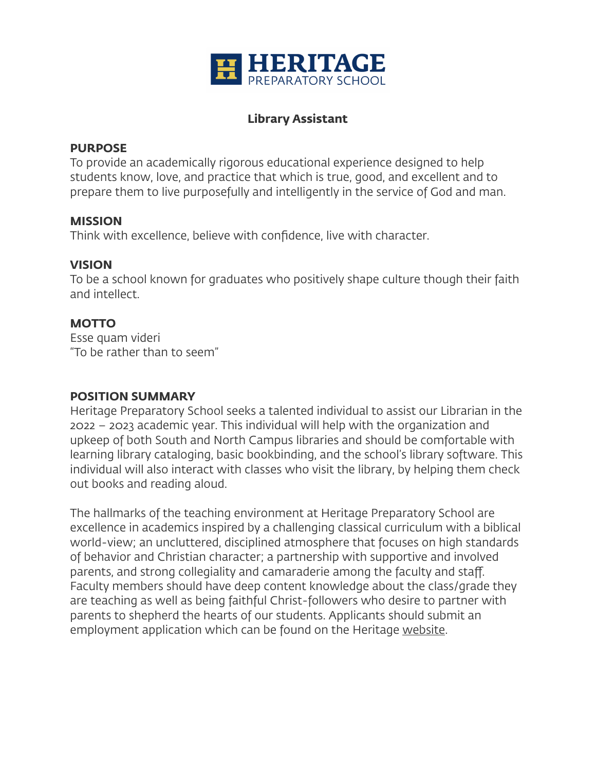# HERITAGE PREPARATORY SCHOOL

## Library Assistant

### PURPOSE

To provide an academically rigorous educational experience designed to help students know, love, and practice that which is true, good, and excellent and to prepare them to live purposefully and intelligently in the service of God and man.

### MISSION

Think with excellence, believe with confidence, live with character.

### VISION

To be a school known for graduates who positively shape culture though their faith and intellect.

### MOTTO

Esse quam videri
"To be rather than to seem"

### POSITION SUMMARY

Heritage Preparatory School seeks a talented individual to assist our Librarian in the 2022 – 2023 academic year. This individual will help with the organization and upkeep of both South and North Campus libraries and should be comfortable with learning library cataloging, basic bookbinding, and the school's library software. This individual will also interact with classes who visit the library, by helping them check out books and reading aloud.

The hallmarks of the teaching environment at Heritage Preparatory School are excellence in academics inspired by a challenging classical curriculum with a biblical world-view; an uncluttered, disciplined atmosphere that focuses on high standards of behavior and Christian character; a partnership with supportive and involved parents, and strong collegiality and camaraderie among the faculty and staff. Faculty members should have deep content knowledge about the class/grade they are teaching as well as being faithful Christ-followers who desire to partner with parents to shepherd the hearts of our students. Applicants should submit an employment application which can be found on the Heritage website.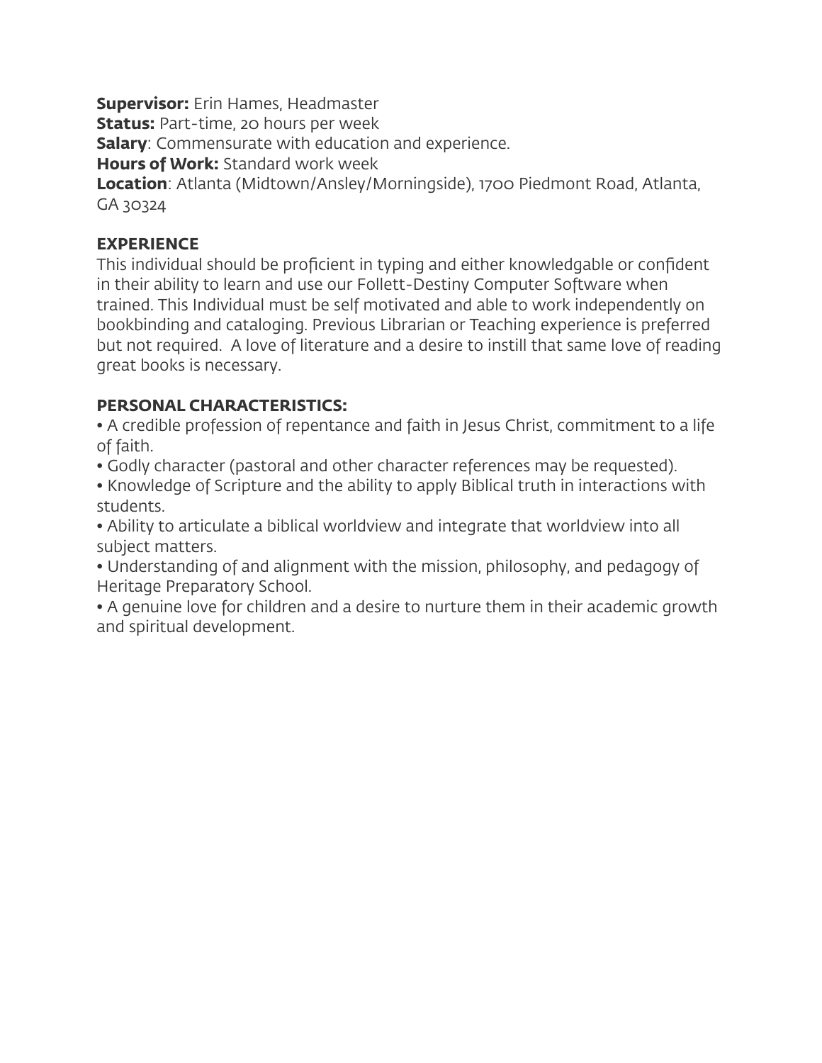**Supervisor:** Erin Hames, Headmaster
**Status:** Part-time, 20 hours per week
**Salary**: Commensurate with education and experience.
**Hours of Work:** Standard work week
**Location**: Atlanta (Midtown/Ansley/Morningside), 1700 Piedmont Road, Atlanta, GA 30324

**EXPERIENCE**

This individual should be proficient in typing and either knowledgable or confident in their ability to learn and use our Follett-Destiny Computer Software when trained. This Individual must be self motivated and able to work independently on bookbinding and cataloging. Previous Librarian or Teaching experience is preferred but not required.  A love of literature and a desire to instill that same love of reading great books is necessary.

**PERSONAL CHARACTERISTICS:**

- A credible profession of repentance and faith in Jesus Christ, commitment to a life of faith.
- Godly character (pastoral and other character references may be requested).
- Knowledge of Scripture and the ability to apply Biblical truth in interactions with students.
- Ability to articulate a biblical worldview and integrate that worldview into all subject matters.
- Understanding of and alignment with the mission, philosophy, and pedagogy of Heritage Preparatory School.
- A genuine love for children and a desire to nurture them in their academic growth and spiritual development.